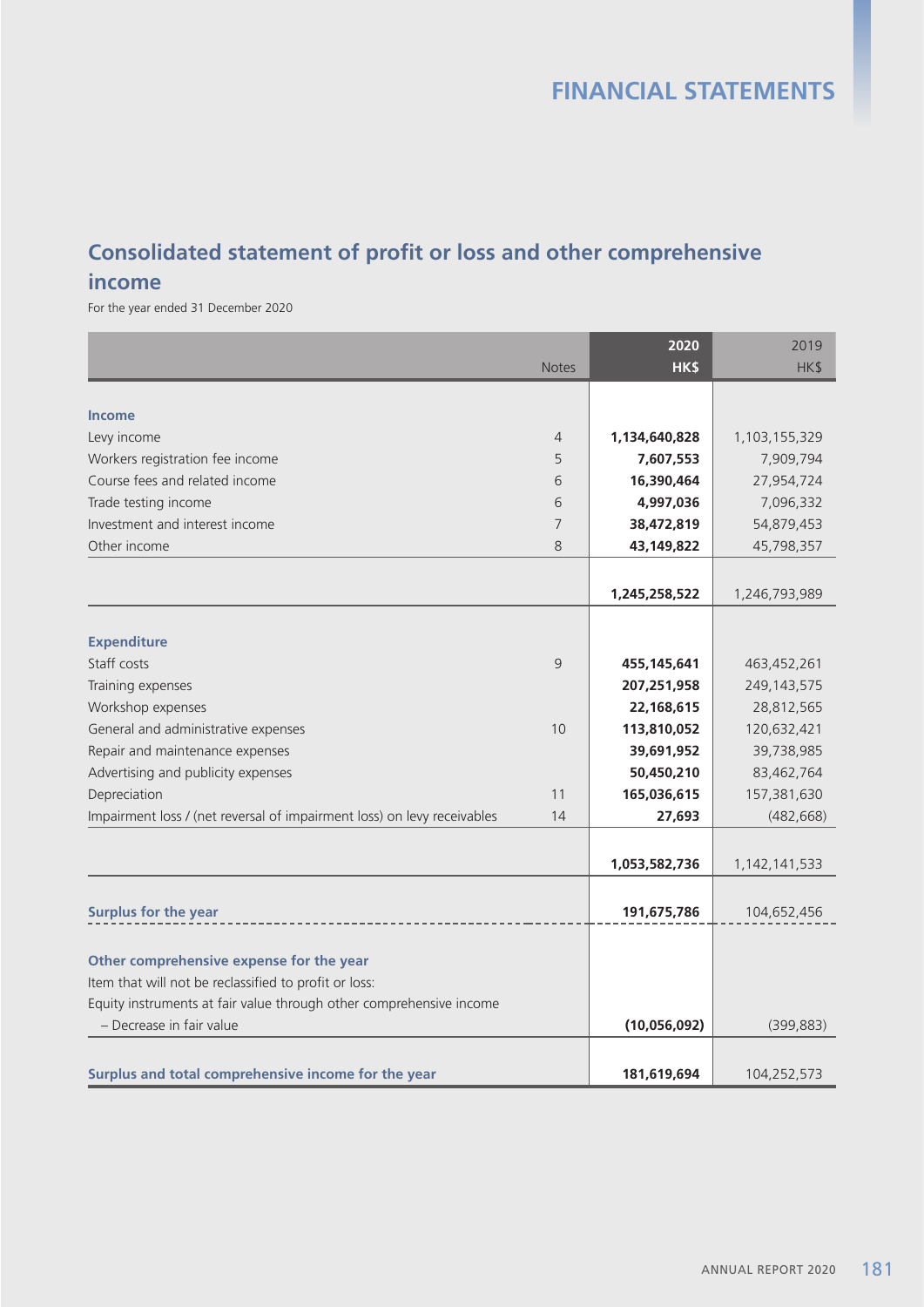## Consolidated statement of profit or loss and other comprehensive income

For the year ended 31 December 2020

| | Notes | 2020 HK$ | 2019 HK$ |
|---|---|---|---|
| **Income** | | | |
| Levy income | 4 | **1,134,640,828** | 1,103,155,329 |
| Workers registration fee income | 5 | **7,607,553** | 7,909,794 |
| Course fees and related income | 6 | **16,390,464** | 27,954,724 |
| Trade testing income | 6 | **4,997,036** | 7,096,332 |
| Investment and interest income | 7 | **38,472,819** | 54,879,453 |
| Other income | 8 | **43,149,822** | 45,798,357 |
| | | **1,245,258,522** | 1,246,793,989 |
| **Expenditure** | | | |
| Staff costs | 9 | **455,145,641** | 463,452,261 |
| Training expenses | | **207,251,958** | 249,143,575 |
| Workshop expenses | | **22,168,615** | 28,812,565 |
| General and administrative expenses | 10 | **113,810,052** | 120,632,421 |
| Repair and maintenance expenses | | **39,691,952** | 39,738,985 |
| Advertising and publicity expenses | | **50,450,210** | 83,462,764 |
| Depreciation | 11 | **165,036,615** | 157,381,630 |
| Impairment loss / (net reversal of impairment loss) on levy receivables | 14 | **27,693** | (482,668) |
| | | **1,053,582,736** | 1,142,141,533 |
| **Surplus for the year** | | **191,675,786** | 104,652,456 |
| **Other comprehensive expense for the year** | | | |
| Item that will not be reclassified to profit or loss: | | | |
| Equity instruments at fair value through other comprehensive income | | | |
| – Decrease in fair value | | **(10,056,092)** | (399,883) |
| **Surplus and total comprehensive income for the year** | | **181,619,694** | 104,252,573 |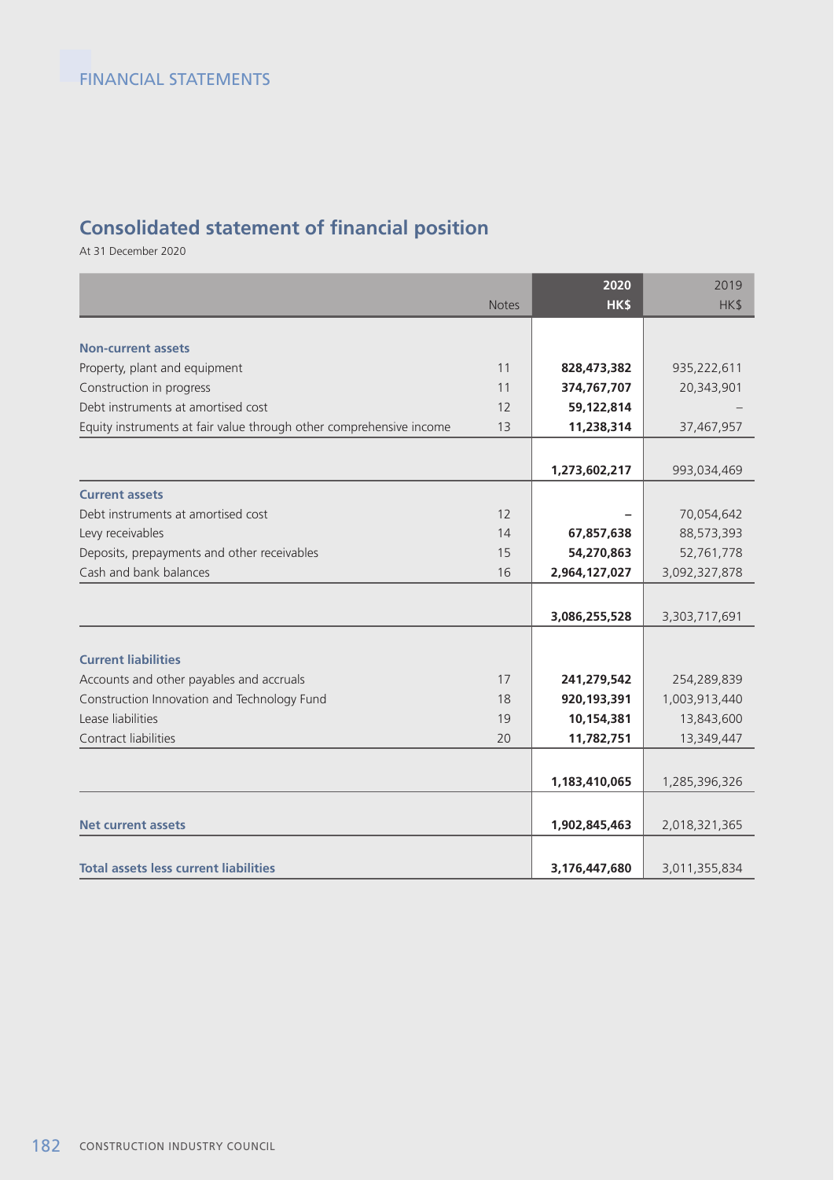## Consolidated statement of financial position

At 31 December 2020

| | Notes | 2020<br>HK$ | 2019<br>HK$ |
|---|---|---|---|
| **Non-current assets** | | | |
| Property, plant and equipment | 11 | **828,473,382** | 935,222,611 |
| Construction in progress | 11 | **374,767,707** | 20,343,901 |
| Debt instruments at amortised cost | 12 | **59,122,814** | – |
| Equity instruments at fair value through other comprehensive income | 13 | **11,238,314** | 37,467,957 |
| | | **1,273,602,217** | 993,034,469 |
| **Current assets** | | | |
| Debt instruments at amortised cost | 12 | **–** | 70,054,642 |
| Levy receivables | 14 | **67,857,638** | 88,573,393 |
| Deposits, prepayments and other receivables | 15 | **54,270,863** | 52,761,778 |
| Cash and bank balances | 16 | **2,964,127,027** | 3,092,327,878 |
| | | **3,086,255,528** | 3,303,717,691 |
| **Current liabilities** | | | |
| Accounts and other payables and accruals | 17 | **241,279,542** | 254,289,839 |
| Construction Innovation and Technology Fund | 18 | **920,193,391** | 1,003,913,440 |
| Lease liabilities | 19 | **10,154,381** | 13,843,600 |
| Contract liabilities | 20 | **11,782,751** | 13,349,447 |
| | | **1,183,410,065** | 1,285,396,326 |
| **Net current assets** | | **1,902,845,463** | 2,018,321,365 |
| **Total assets less current liabilities** | | **3,176,447,680** | 3,011,355,834 |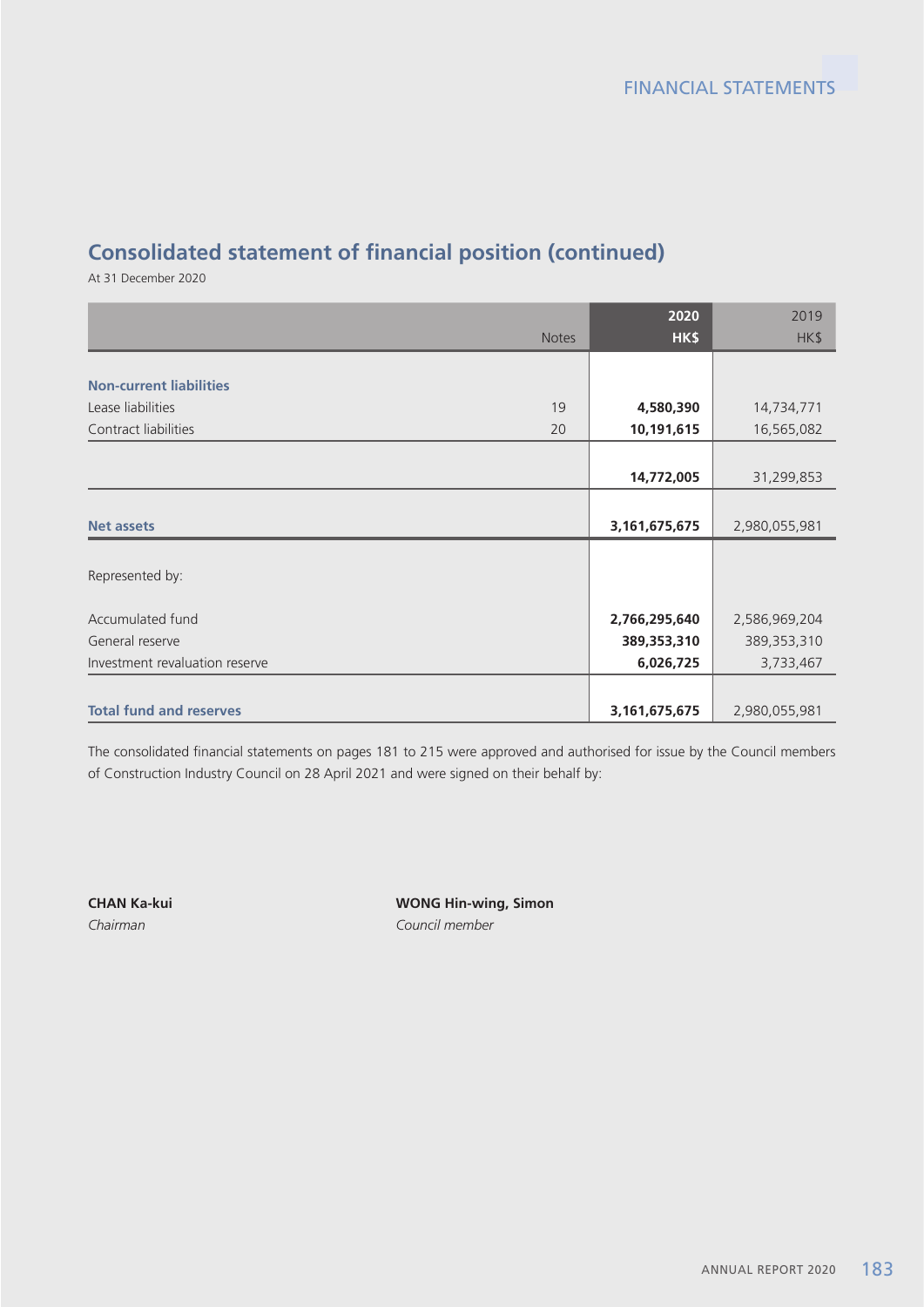## Consolidated statement of financial position (continued)

At 31 December 2020

| | Notes | 2020<br>HK$ | 2019<br>HK$ |
|---|---|---|---|
| **Non-current liabilities** | | | |
| Lease liabilities | 19 | **4,580,390** | 14,734,771 |
| Contract liabilities | 20 | **10,191,615** | 16,565,082 |
| | | **14,772,005** | 31,299,853 |
| **Net assets** | | **3,161,675,675** | 2,980,055,981 |
| Represented by: | | | |
| Accumulated fund | | **2,766,295,640** | 2,586,969,204 |
| General reserve | | **389,353,310** | 389,353,310 |
| Investment revaluation reserve | | **6,026,725** | 3,733,467 |
| **Total fund and reserves** | | **3,161,675,675** | 2,980,055,981 |

The consolidated financial statements on pages 181 to 215 were approved and authorised for issue by the Council members of Construction Industry Council on 28 April 2021 and were signed on their behalf by:

**CHAN Ka-kui**
*Chairman*

**WONG Hin-wing, Simon**
*Council member*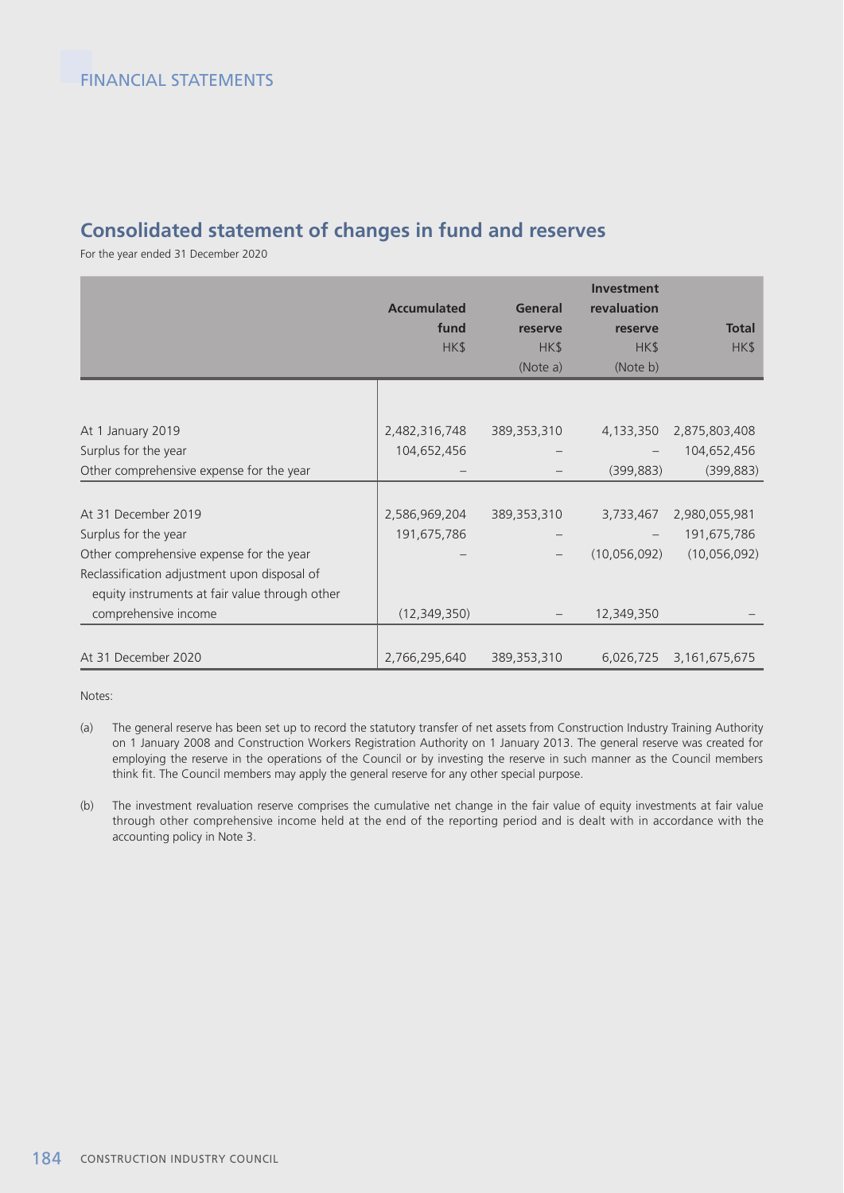## Consolidated statement of changes in fund and reserves

For the year ended 31 December 2020

| | Accumulated fund HK$ | General reserve HK$ (Note a) | Investment revaluation reserve HK$ (Note b) | Total HK$ |
|---|---|---|---|---|
| At 1 January 2019 | 2,482,316,748 | 389,353,310 | 4,133,350 | 2,875,803,408 |
| Surplus for the year | 104,652,456 | – | – | 104,652,456 |
| Other comprehensive expense for the year | – | – | (399,883) | (399,883) |
| At 31 December 2019 | 2,586,969,204 | 389,353,310 | 3,733,467 | 2,980,055,981 |
| Surplus for the year | 191,675,786 | – | – | 191,675,786 |
| Other comprehensive expense for the year | – | – | (10,056,092) | (10,056,092) |
| Reclassification adjustment upon disposal of equity instruments at fair value through other comprehensive income | (12,349,350) | – | 12,349,350 | – |
| At 31 December 2020 | 2,766,295,640 | 389,353,310 | 6,026,725 | 3,161,675,675 |

Notes:

(a) The general reserve has been set up to record the statutory transfer of net assets from Construction Industry Training Authority on 1 January 2008 and Construction Workers Registration Authority on 1 January 2013. The general reserve was created for employing the reserve in the operations of the Council or by investing the reserve in such manner as the Council members think fit. The Council members may apply the general reserve for any other special purpose.

(b) The investment revaluation reserve comprises the cumulative net change in the fair value of equity investments at fair value through other comprehensive income held at the end of the reporting period and is dealt with in accordance with the accounting policy in Note 3.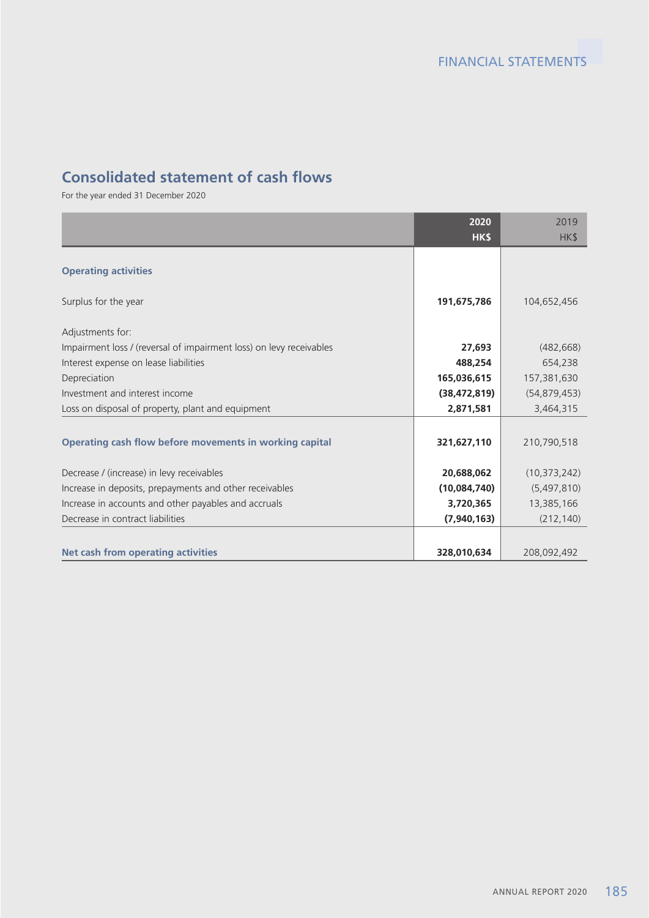## Consolidated statement of cash flows

For the year ended 31 December 2020

| | 2020<br>HK$ | 2019<br>HK$ |
|---|---|---|
| **Operating activities** | | |
| Surplus for the year | **191,675,786** | 104,652,456 |
| Adjustments for: | | |
| Impairment loss / (reversal of impairment loss) on levy receivables | **27,693** | (482,668) |
| Interest expense on lease liabilities | **488,254** | 654,238 |
| Depreciation | **165,036,615** | 157,381,630 |
| Investment and interest income | **(38,472,819)** | (54,879,453) |
| Loss on disposal of property, plant and equipment | **2,871,581** | 3,464,315 |
| **Operating cash flow before movements in working capital** | **321,627,110** | 210,790,518 |
| Decrease / (increase) in levy receivables | **20,688,062** | (10,373,242) |
| Increase in deposits, prepayments and other receivables | **(10,084,740)** | (5,497,810) |
| Increase in accounts and other payables and accruals | **3,720,365** | 13,385,166 |
| Decrease in contract liabilities | **(7,940,163)** | (212,140) |
| **Net cash from operating activities** | **328,010,634** | 208,092,492 |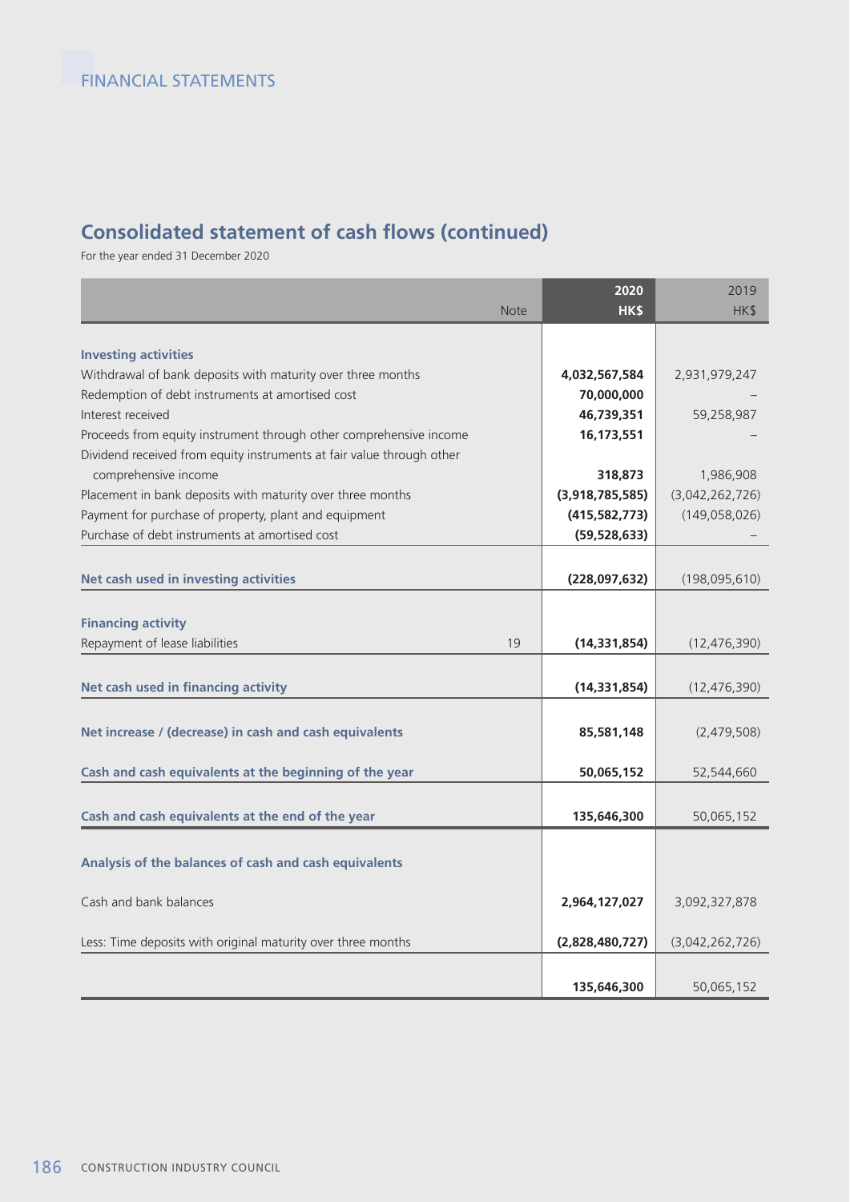## Consolidated statement of cash flows (continued)

For the year ended 31 December 2020

| | Note | 2020 HK$ | 2019 HK$ |
|---|---|---|---|
| **Investing activities** | | | |
| Withdrawal of bank deposits with maturity over three months | | **4,032,567,584** | 2,931,979,247 |
| Redemption of debt instruments at amortised cost | | **70,000,000** | – |
| Interest received | | **46,739,351** | 59,258,987 |
| Proceeds from equity instrument through other comprehensive income | | **16,173,551** | – |
| Dividend received from equity instruments at fair value through other comprehensive income | | **318,873** | 1,986,908 |
| Placement in bank deposits with maturity over three months | | **(3,918,785,585)** | (3,042,262,726) |
| Payment for purchase of property, plant and equipment | | **(415,582,773)** | (149,058,026) |
| Purchase of debt instruments at amortised cost | | **(59,528,633)** | – |
| **Net cash used in investing activities** | | **(228,097,632)** | (198,095,610) |
| **Financing activity** | | | |
| Repayment of lease liabilities | 19 | **(14,331,854)** | (12,476,390) |
| **Net cash used in financing activity** | | **(14,331,854)** | (12,476,390) |
| **Net increase / (decrease) in cash and cash equivalents** | | **85,581,148** | (2,479,508) |
| **Cash and cash equivalents at the beginning of the year** | | **50,065,152** | 52,544,660 |
| **Cash and cash equivalents at the end of the year** | | **135,646,300** | 50,065,152 |
| **Analysis of the balances of cash and cash equivalents** | | | |
| Cash and bank balances | | **2,964,127,027** | 3,092,327,878 |
| Less: Time deposits with original maturity over three months | | **(2,828,480,727)** | (3,042,262,726) |
| | | **135,646,300** | 50,065,152 |